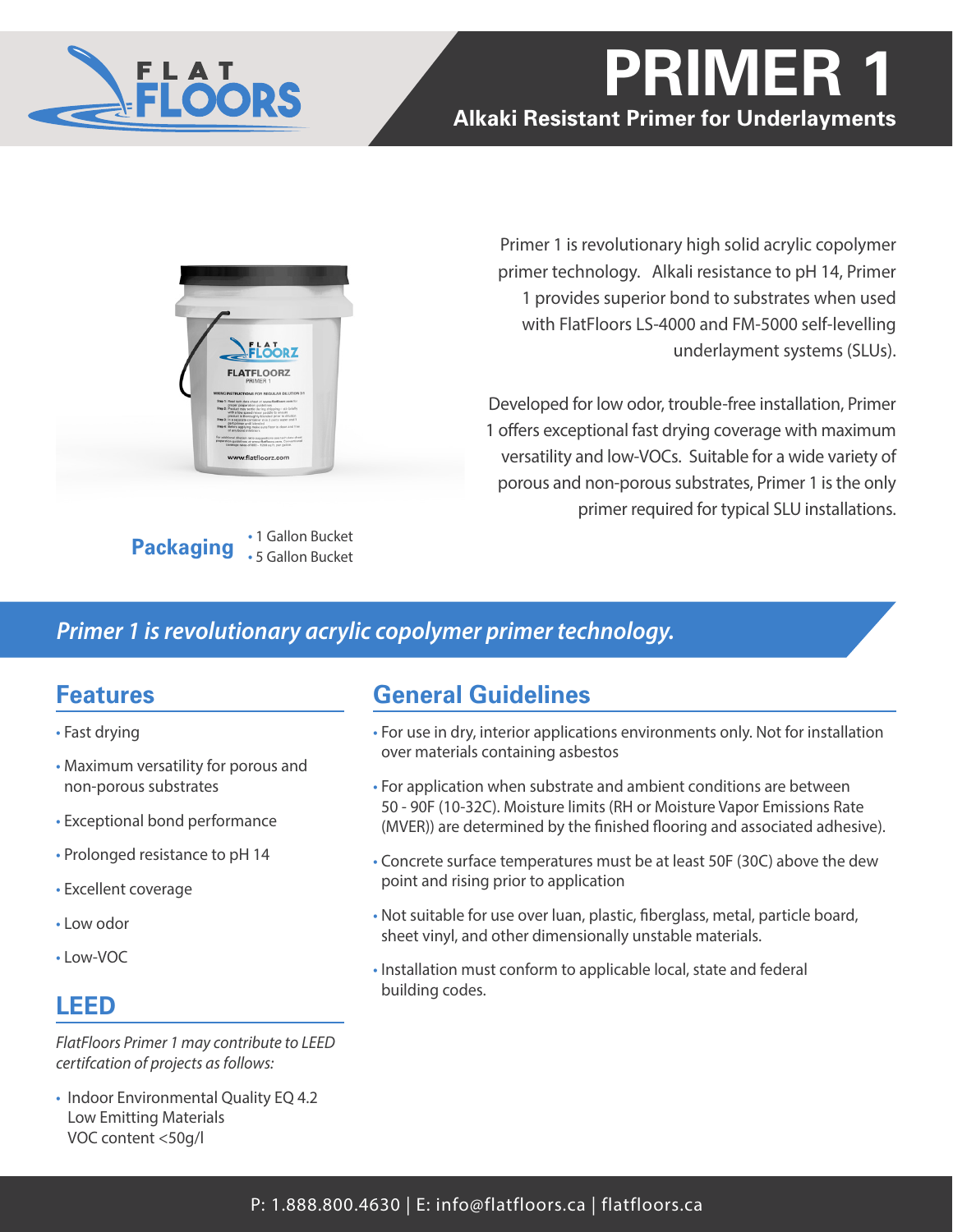# PRIMER 1

**Alkaki Resistant Primer for Underlayments**

Primer 1 is revolutionary high solid acrylic copolymer primer technology. Alkali resistance to pH 14, Primer 1 provides superior bond to substrates when used with FlatFloors LS-4000 and FM-5000 self-levelling underlayment systems (SLUs).

Developed for low odor, trouble-free installation, Primer 1 offers exceptional fast drying coverage with maximum versatility and low-VOCs. Suitable for a wide variety of porous and non-porous substrates, Primer 1 is the only primer required for typical SLU installations.

**Packaging**

- 1 Gallon Bucket
- 5 Gallon Bucket

*Primer 1 is revolutionary acrylic copolymer primer technology.*

## Features

- Fast drying
- Maximum versatility for porous and non-porous substrates
- Exceptional bond performance
- Prolonged resistance to pH 14
- Excellent coverage
- Low odor
- Low-VOC

## LEED

*FlatFloors Primer 1 may contribute to LEED certifcation of projects as follows:*

- Indoor Environmental Quality EQ 4.2
  Low Emitting Materials
  VOC content <50g/l

## General Guidelines

- For use in dry, interior applications environments only. Not for installation over materials containing asbestos
- For application when substrate and ambient conditions are between 50 - 90F (10-32C). Moisture limits (RH or Moisture Vapor Emissions Rate (MVER)) are determined by the finished flooring and associated adhesive).
- Concrete surface temperatures must be at least 50F (30C) above the dew point and rising prior to application
- Not suitable for use over luan, plastic, fiberglass, metal, particle board, sheet vinyl, and other dimensionally unstable materials.
- Installation must conform to applicable local, state and federal building codes.

P: 1.888.800.4630 | E: info@flatfloors.ca | flatfloors.ca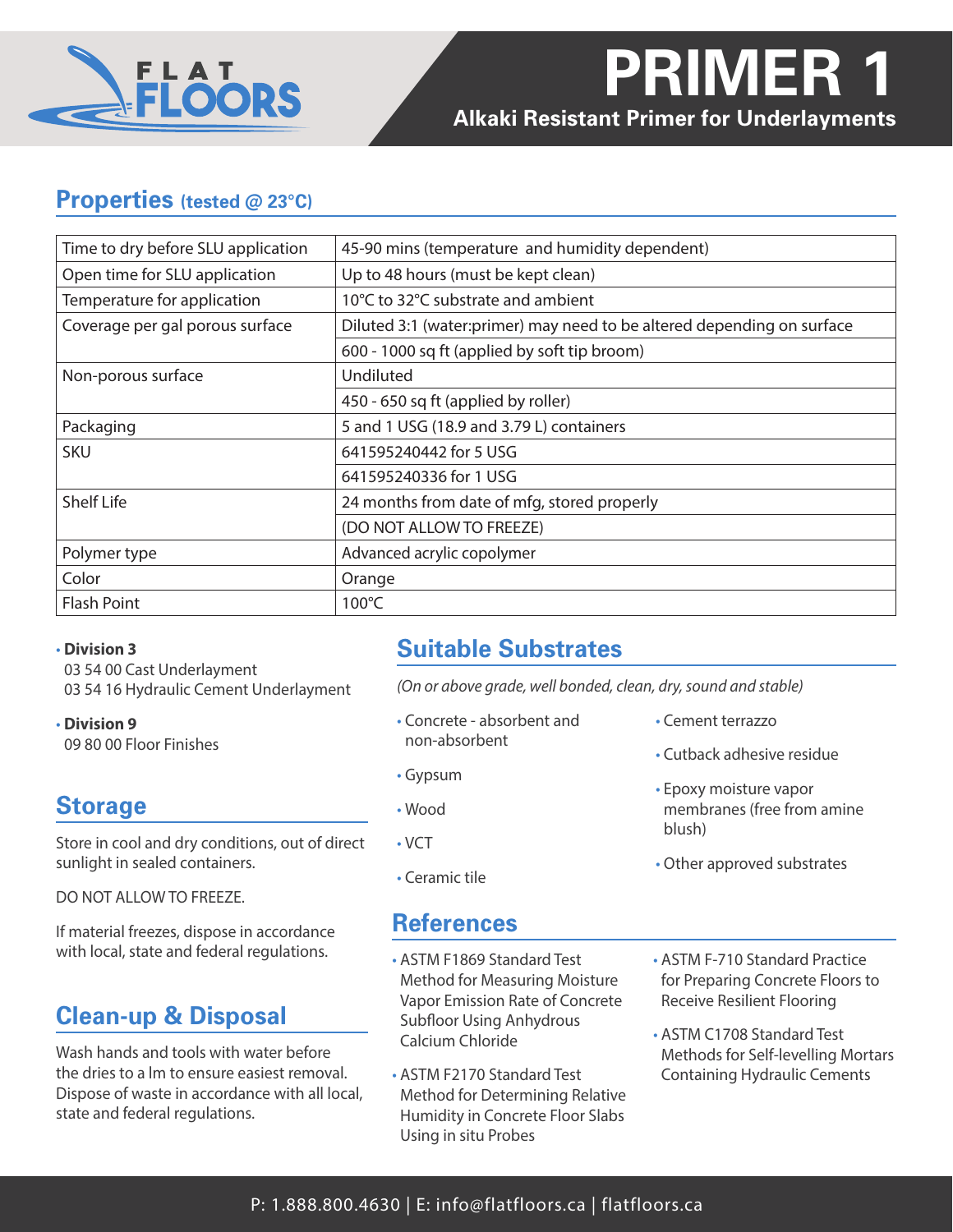# PRIMER 1

**Alkaki Resistant Primer for Underlayments**

## Properties (tested @ 23°C)

| | |
|---|---|
| Time to dry before SLU application | 45-90 mins (temperature and humidity dependent) |
| Open time for SLU application | Up to 48 hours (must be kept clean) |
| Temperature for application | 10°C to 32°C substrate and ambient |
| Coverage per gal porous surface | Diluted 3:1 (water:primer) may need to be altered depending on surface |
| | 600 - 1000 sq ft (applied by soft tip broom) |
| Non-porous surface | Undiluted |
| | 450 - 650 sq ft (applied by roller) |
| Packaging | 5 and 1 USG (18.9 and 3.79 L) containers |
| SKU | 641595240442 for 5 USG |
| | 641595240336 for 1 USG |
| Shelf Life | 24 months from date of mfg, stored properly |
| | (DO NOT ALLOW TO FREEZE) |
| Polymer type | Advanced acrylic copolymer |
| Color | Orange |
| Flash Point | 100°C |

- **Division 3**
  03 54 00 Cast Underlayment
  03 54 16 Hydraulic Cement Underlayment
- **Division 9**
  09 80 00 Floor Finishes

## Storage

Store in cool and dry conditions, out of direct sunlight in sealed containers.

DO NOT ALLOW TO FREEZE.

If material freezes, dispose in accordance with local, state and federal regulations.

## Clean-up & Disposal

Wash hands and tools with water before the dries to a lm to ensure easiest removal. Dispose of waste in accordance with all local, state and federal regulations.

## Suitable Substrates

*(On or above grade, well bonded, clean, dry, sound and stable)*

- Concrete - absorbent and non-absorbent
- Gypsum
- Wood
- VCT
- Ceramic tile
- Cement terrazzo
- Cutback adhesive residue
- Epoxy moisture vapor membranes (free from amine blush)
- Other approved substrates

## References

- ASTM F1869 Standard Test Method for Measuring Moisture Vapor Emission Rate of Concrete Subfloor Using Anhydrous Calcium Chloride
- ASTM F2170 Standard Test Method for Determining Relative Humidity in Concrete Floor Slabs Using in situ Probes
- ASTM F-710 Standard Practice for Preparing Concrete Floors to Receive Resilient Flooring
- ASTM C1708 Standard Test Methods for Self-levelling Mortars Containing Hydraulic Cements

P: 1.888.800.4630 | E: info@flatfloors.ca | flatfloors.ca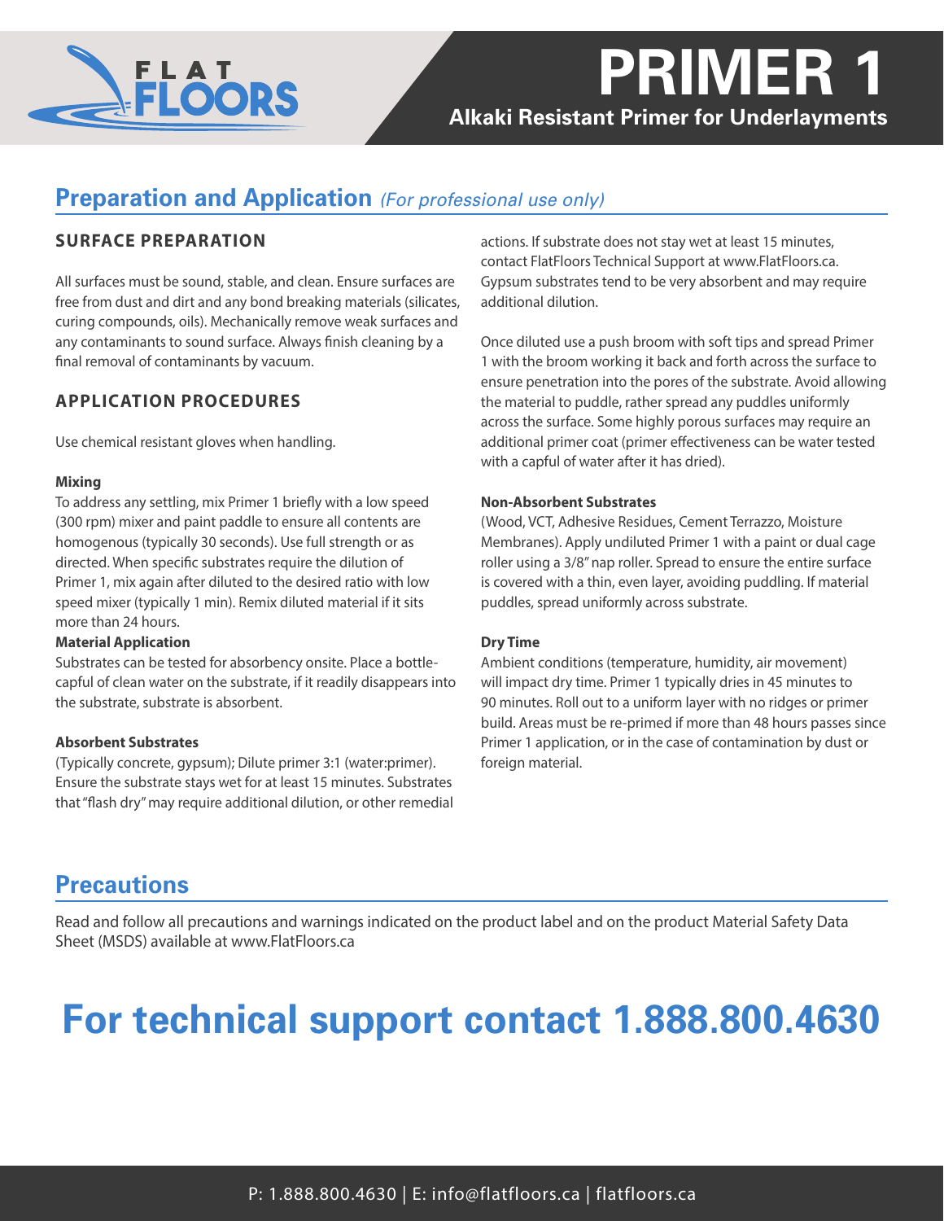# PRIMER 1

**Alkaki Resistant Primer for Underlayments**

## Preparation and Application *(For professional use only)*

### SURFACE PREPARATION

All surfaces must be sound, stable, and clean. Ensure surfaces are free from dust and dirt and any bond breaking materials (silicates, curing compounds, oils). Mechanically remove weak surfaces and any contaminants to sound surface. Always finish cleaning by a final removal of contaminants by vacuum.

### APPLICATION PROCEDURES

Use chemical resistant gloves when handling.

**Mixing**

To address any settling, mix Primer 1 briefly with a low speed (300 rpm) mixer and paint paddle to ensure all contents are homogenous (typically 30 seconds). Use full strength or as directed. When specific substrates require the dilution of Primer 1, mix again after diluted to the desired ratio with low speed mixer (typically 1 min). Remix diluted material if it sits more than 24 hours.

**Material Application**

Substrates can be tested for absorbency onsite. Place a bottle-capful of clean water on the substrate, if it readily disappears into the substrate, substrate is absorbent.

**Absorbent Substrates**

(Typically concrete, gypsum); Dilute primer 3:1 (water:primer). Ensure the substrate stays wet for at least 15 minutes. Substrates that "flash dry" may require additional dilution, or other remedial actions. If substrate does not stay wet at least 15 minutes, contact FlatFloors Technical Support at www.FlatFloors.ca. Gypsum substrates tend to be very absorbent and may require additional dilution.

Once diluted use a push broom with soft tips and spread Primer 1 with the broom working it back and forth across the surface to ensure penetration into the pores of the substrate. Avoid allowing the material to puddle, rather spread any puddles uniformly across the surface. Some highly porous surfaces may require an additional primer coat (primer effectiveness can be water tested with a capful of water after it has dried).

**Non-Absorbent Substrates**

(Wood, VCT, Adhesive Residues, Cement Terrazzo, Moisture Membranes). Apply undiluted Primer 1 with a paint or dual cage roller using a 3/8" nap roller. Spread to ensure the entire surface is covered with a thin, even layer, avoiding puddling. If material puddles, spread uniformly across substrate.

**Dry Time**

Ambient conditions (temperature, humidity, air movement) will impact dry time. Primer 1 typically dries in 45 minutes to 90 minutes. Roll out to a uniform layer with no ridges or primer build. Areas must be re-primed if more than 48 hours passes since Primer 1 application, or in the case of contamination by dust or foreign material.

## Precautions

Read and follow all precautions and warnings indicated on the product label and on the product Material Safety Data Sheet (MSDS) available at www.FlatFloors.ca

# For technical support contact 1.888.800.4630

P: 1.888.800.4630 | E: info@flatfloors.ca | flatfloors.ca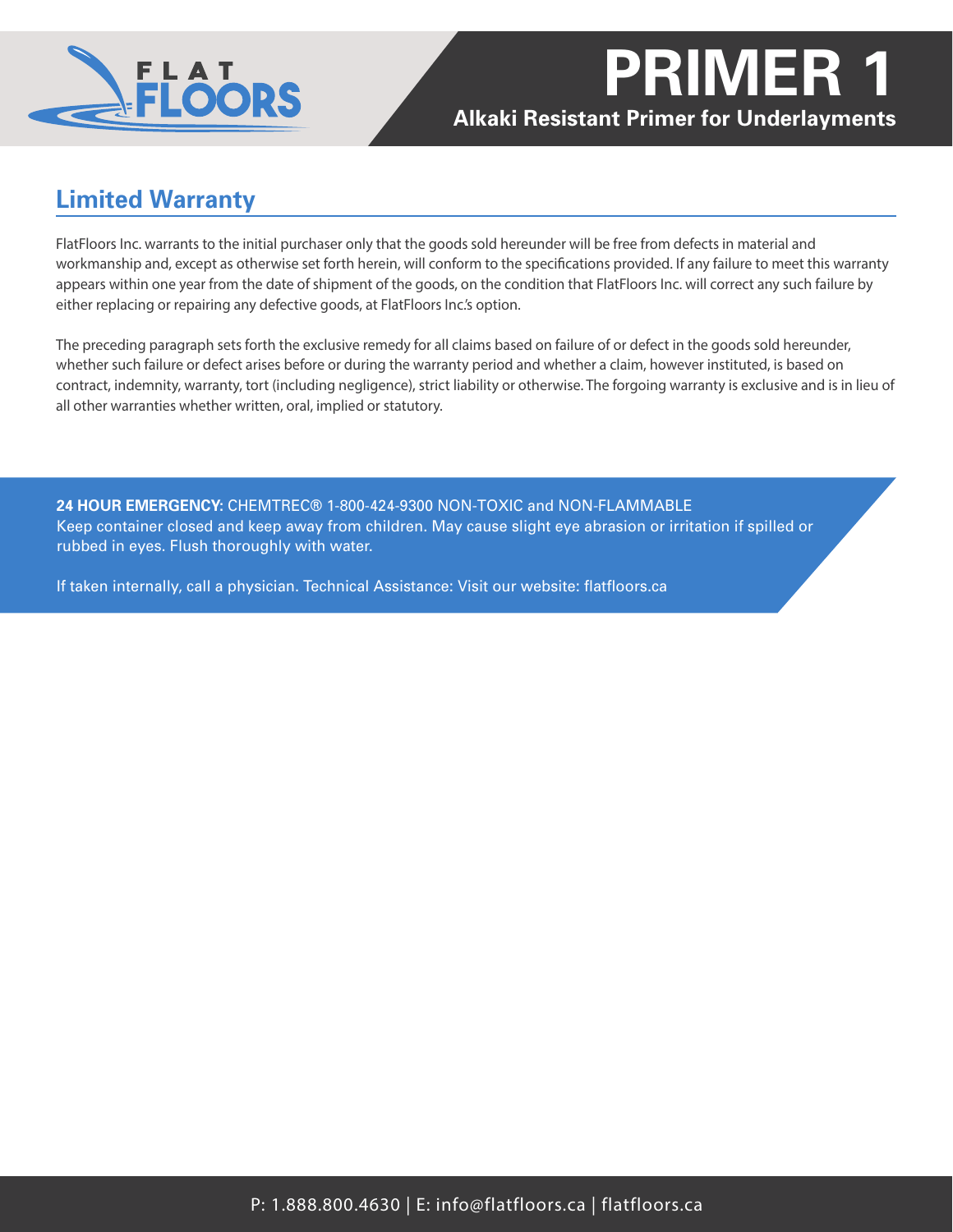# PRIMER 1

**Alkaki Resistant Primer for Underlayments**

## Limited Warranty

FlatFloors Inc. warrants to the initial purchaser only that the goods sold hereunder will be free from defects in material and workmanship and, except as otherwise set forth herein, will conform to the specifications provided. If any failure to meet this warranty appears within one year from the date of shipment of the goods, on the condition that FlatFloors Inc. will correct any such failure by either replacing or repairing any defective goods, at FlatFloors Inc.'s option.

The preceding paragraph sets forth the exclusive remedy for all claims based on failure of or defect in the goods sold hereunder, whether such failure or defect arises before or during the warranty period and whether a claim, however instituted, is based on contract, indemnity, warranty, tort (including negligence), strict liability or otherwise. The forgoing warranty is exclusive and is in lieu of all other warranties whether written, oral, implied or statutory.

**24 HOUR EMERGENCY:** CHEMTREC® 1-800-424-9300 NON-TOXIC and NON-FLAMMABLE
Keep container closed and keep away from children. May cause slight eye abrasion or irritation if spilled or rubbed in eyes. Flush thoroughly with water.

If taken internally, call a physician. Technical Assistance: Visit our website: flatfloors.ca

P: 1.888.800.4630 | E: info@flatfloors.ca | flatfloors.ca